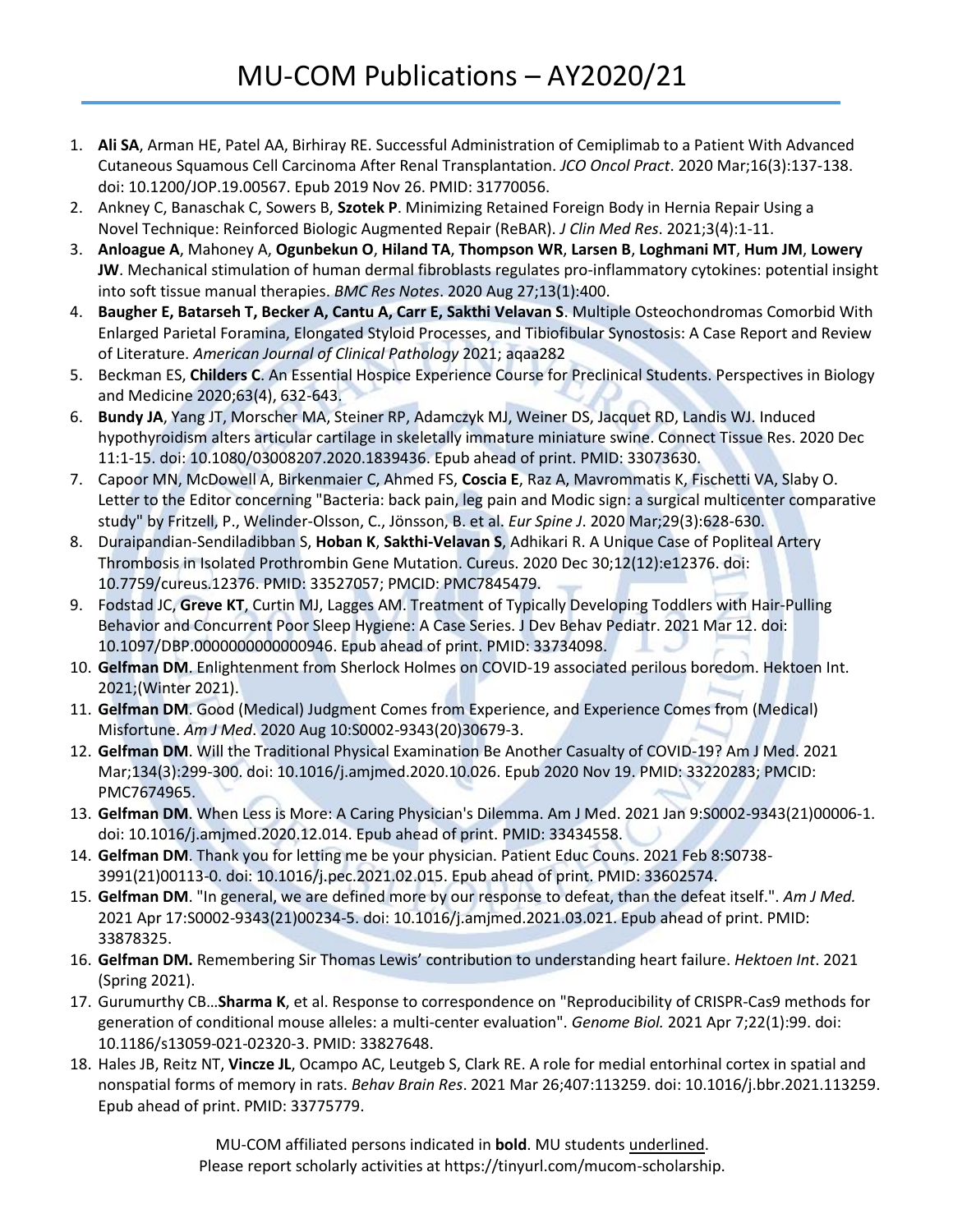# MU-COM Publications – AY2020/21

1. **Ali SA**, Arman HE, Patel AA, Birhiray RE. Successful Administration of Cemiplimab to a Patient With Advanced Cutaneous Squamous Cell Carcinoma After Renal Transplantation. *JCO Oncol Pract*. 2020 Mar;16(3):137-138. doi: 10.1200/JOP.19.00567. Epub 2019 Nov 26. PMID: 31770056.
2. Ankney C, Banaschak C, Sowers B, **Szotek P**. Minimizing Retained Foreign Body in Hernia Repair Using a Novel Technique: Reinforced Biologic Augmented Repair (ReBAR). *J Clin Med Res*. 2021;3(4):1-11.
3. **Anloague A**, Mahoney A, **Ogunbekun O**, **Hiland TA**, **Thompson WR**, **Larsen B**, **Loghmani MT**, **Hum JM**, **Lowery JW**. Mechanical stimulation of human dermal fibroblasts regulates pro-inflammatory cytokines: potential insight into soft tissue manual therapies. *BMC Res Notes*. 2020 Aug 27;13(1):400.
4. **Baugher E, Batarseh T, Becker A, Cantu A, Carr E, Sakthi Velavan S**. Multiple Osteochondromas Comorbid With Enlarged Parietal Foramina, Elongated Styloid Processes, and Tibiofibular Synostosis: A Case Report and Review of Literature. *American Journal of Clinical Pathology* 2021; aqaa282
5. Beckman ES, **Childers C**. An Essential Hospice Experience Course for Preclinical Students. Perspectives in Biology and Medicine 2020;63(4), 632-643.
6. **Bundy JA**, Yang JT, Morscher MA, Steiner RP, Adamczyk MJ, Weiner DS, Jacquet RD, Landis WJ. Induced hypothyroidism alters articular cartilage in skeletally immature miniature swine. Connect Tissue Res. 2020 Dec 11:1-15. doi: 10.1080/03008207.2020.1839436. Epub ahead of print. PMID: 33073630.
7. Capoor MN, McDowell A, Birkenmaier C, Ahmed FS, **Coscia E**, Raz A, Mavrommatis K, Fischetti VA, Slaby O. Letter to the Editor concerning "Bacteria: back pain, leg pain and Modic sign: a surgical multicenter comparative study" by Fritzell, P., Welinder-Olsson, C., Jönsson, B. et al. *Eur Spine J*. 2020 Mar;29(3):628-630.
8. Duraipandian-Sendiladibban S, **Hoban K**, **Sakthi-Velavan S**, Adhikari R. A Unique Case of Popliteal Artery Thrombosis in Isolated Prothrombin Gene Mutation. Cureus. 2020 Dec 30;12(12):e12376. doi: 10.7759/cureus.12376. PMID: 33527057; PMCID: PMC7845479.
9. Fodstad JC, **Greve KT**, Curtin MJ, Lagges AM. Treatment of Typically Developing Toddlers with Hair-Pulling Behavior and Concurrent Poor Sleep Hygiene: A Case Series. J Dev Behav Pediatr. 2021 Mar 12. doi: 10.1097/DBP.0000000000000946. Epub ahead of print. PMID: 33734098.
10. **Gelfman DM**. Enlightenment from Sherlock Holmes on COVID-19 associated perilous boredom. Hektoen Int. 2021;(Winter 2021).
11. **Gelfman DM**. Good (Medical) Judgment Comes from Experience, and Experience Comes from (Medical) Misfortune. *Am J Med*. 2020 Aug 10:S0002-9343(20)30679-3.
12. **Gelfman DM**. Will the Traditional Physical Examination Be Another Casualty of COVID-19? Am J Med. 2021 Mar;134(3):299-300. doi: 10.1016/j.amjmed.2020.10.026. Epub 2020 Nov 19. PMID: 33220283; PMCID: PMC7674965.
13. **Gelfman DM**. When Less is More: A Caring Physician's Dilemma. Am J Med. 2021 Jan 9:S0002-9343(21)00006-1. doi: 10.1016/j.amjmed.2020.12.014. Epub ahead of print. PMID: 33434558.
14. **Gelfman DM**. Thank you for letting me be your physician. Patient Educ Couns. 2021 Feb 8:S0738-3991(21)00113-0. doi: 10.1016/j.pec.2021.02.015. Epub ahead of print. PMID: 33602574.
15. **Gelfman DM**. "In general, we are defined more by our response to defeat, than the defeat itself.". *Am J Med.* 2021 Apr 17:S0002-9343(21)00234-5. doi: 10.1016/j.amjmed.2021.03.021. Epub ahead of print. PMID: 33878325.
16. **Gelfman DM.** Remembering Sir Thomas Lewis' contribution to understanding heart failure. *Hektoen Int*. 2021 (Spring 2021).
17. Gurumurthy CB…**Sharma K**, et al. Response to correspondence on "Reproducibility of CRISPR-Cas9 methods for generation of conditional mouse alleles: a multi-center evaluation". *Genome Biol.* 2021 Apr 7;22(1):99. doi: 10.1186/s13059-021-02320-3. PMID: 33827648.
18. Hales JB, Reitz NT, **Vincze JL**, Ocampo AC, Leutgeb S, Clark RE. A role for medial entorhinal cortex in spatial and nonspatial forms of memory in rats. *Behav Brain Res*. 2021 Mar 26;407:113259. doi: 10.1016/j.bbr.2021.113259. Epub ahead of print. PMID: 33775779.

MU-COM affiliated persons indicated in **bold**. MU students underlined.
Please report scholarly activities at https://tinyurl.com/mucom-scholarship.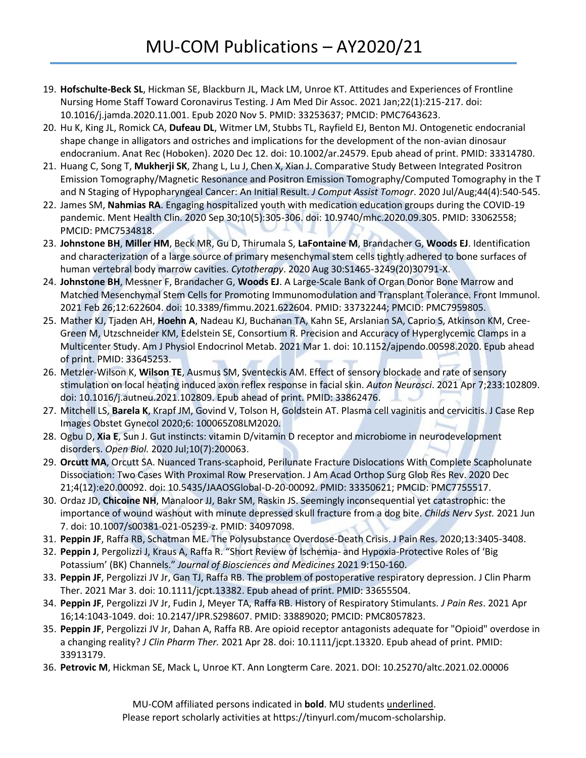19. **Hofschulte-Beck SL**, Hickman SE, Blackburn JL, Mack LM, Unroe KT. Attitudes and Experiences of Frontline Nursing Home Staff Toward Coronavirus Testing. J Am Med Dir Assoc. 2021 Jan;22(1):215-217. doi: 10.1016/j.jamda.2020.11.001. Epub 2020 Nov 5. PMID: 33253637; PMCID: PMC7643623.
20. Hu K, King JL, Romick CA, **Dufeau DL**, Witmer LM, Stubbs TL, Rayfield EJ, Benton MJ. Ontogenetic endocranial shape change in alligators and ostriches and implications for the development of the non-avian dinosaur endocranium. Anat Rec (Hoboken). 2020 Dec 12. doi: 10.1002/ar.24579. Epub ahead of print. PMID: 33314780.
21. Huang C, Song T, **Mukherji SK**, Zhang L, Lu J, Chen X, Xian J. Comparative Study Between Integrated Positron Emission Tomography/Magnetic Resonance and Positron Emission Tomography/Computed Tomography in the T and N Staging of Hypopharyngeal Cancer: An Initial Result. *J Comput Assist Tomogr*. 2020 Jul/Aug;44(4):540-545.
22. James SM, **Nahmias RA**. Engaging hospitalized youth with medication education groups during the COVID-19 pandemic. Ment Health Clin. 2020 Sep 30;10(5):305-306. doi: 10.9740/mhc.2020.09.305. PMID: 33062558; PMCID: PMC7534818.
23. **Johnstone BH**, **Miller HM**, Beck MR, Gu D, Thirumala S, **LaFontaine M**, Brandacher G, **Woods EJ**. Identification and characterization of a large source of primary mesenchymal stem cells tightly adhered to bone surfaces of human vertebral body marrow cavities. *Cytotherapy*. 2020 Aug 30:S1465-3249(20)30791-X.
24. **Johnstone BH**, Messner F, Brandacher G, **Woods EJ**. A Large-Scale Bank of Organ Donor Bone Marrow and Matched Mesenchymal Stem Cells for Promoting Immunomodulation and Transplant Tolerance. Front Immunol. 2021 Feb 26;12:622604. doi: 10.3389/fimmu.2021.622604. PMID: 33732244; PMCID: PMC7959805.
25. Mather KJ, Tjaden AH, **Hoehn A**, Nadeau KJ, Buchanan TA, Kahn SE, Arslanian SA, Caprio S, Atkinson KM, Cree-Green M, Utzschneider KM, Edelstein SE, Consortium R. Precision and Accuracy of Hyperglycemic Clamps in a Multicenter Study. Am J Physiol Endocrinol Metab. 2021 Mar 1. doi: 10.1152/ajpendo.00598.2020. Epub ahead of print. PMID: 33645253.
26. Metzler-Wilson K, **Wilson TE**, Ausmus SM, Sventeckis AM. Effect of sensory blockade and rate of sensory stimulation on local heating induced axon reflex response in facial skin. *Auton Neurosci*. 2021 Apr 7;233:102809. doi: 10.1016/j.autneu.2021.102809. Epub ahead of print. PMID: 33862476.
27. Mitchell LS, **Barela K**, Krapf JM, Govind V, Tolson H, Goldstein AT. Plasma cell vaginitis and cervicitis. J Case Rep Images Obstet Gynecol 2020;6: 100065Z08LM2020.
28. Ogbu D, **Xia E**, Sun J. Gut instincts: vitamin D/vitamin D receptor and microbiome in neurodevelopment disorders. *Open Biol.* 2020 Jul;10(7):200063.
29. **Orcutt MA**, Orcutt SA. Nuanced Trans-scaphoid, Perilunate Fracture Dislocations With Complete Scapholunate Dissociation: Two Cases With Proximal Row Preservation. J Am Acad Orthop Surg Glob Res Rev. 2020 Dec 21;4(12):e20.00092. doi: 10.5435/JAAOSGlobal-D-20-00092. PMID: 33350621; PMCID: PMC7755517.
30. Ordaz JD, **Chicoine NH**, Manaloor JJ, Bakr SM, Raskin JS. Seemingly inconsequential yet catastrophic: the importance of wound washout with minute depressed skull fracture from a dog bite. *Childs Nerv Syst.* 2021 Jun 7. doi: 10.1007/s00381-021-05239-z. PMID: 34097098.
31. **Peppin JF**, Raffa RB, Schatman ME. The Polysubstance Overdose-Death Crisis. J Pain Res. 2020;13:3405-3408.
32. **Peppin J**, Pergolizzi J, Kraus A, Raffa R. "Short Review of Ischemia- and Hypoxia-Protective Roles of 'Big Potassium' (BK) Channels." *Journal of Biosciences and Medicines* 2021 9:150-160.
33. **Peppin JF**, Pergolizzi JV Jr, Gan TJ, Raffa RB. The problem of postoperative respiratory depression. J Clin Pharm Ther. 2021 Mar 3. doi: 10.1111/jcpt.13382. Epub ahead of print. PMID: 33655504.
34. **Peppin JF**, Pergolizzi JV Jr, Fudin J, Meyer TA, Raffa RB. History of Respiratory Stimulants. *J Pain Res*. 2021 Apr 16;14:1043-1049. doi: 10.2147/JPR.S298607. PMID: 33889020; PMCID: PMC8057823.
35. **Peppin JF**, Pergolizzi JV Jr, Dahan A, Raffa RB. Are opioid receptor antagonists adequate for "Opioid" overdose in a changing reality? *J Clin Pharm Ther.* 2021 Apr 28. doi: 10.1111/jcpt.13320. Epub ahead of print. PMID: 33913179.
36. **Petrovic M**, Hickman SE, Mack L, Unroe KT. Ann Longterm Care. 2021. DOI: 10.25270/altc.2021.02.00006

MU-COM affiliated persons indicated in **bold**. MU students underlined.
Please report scholarly activities at https://tinyurl.com/mucom-scholarship.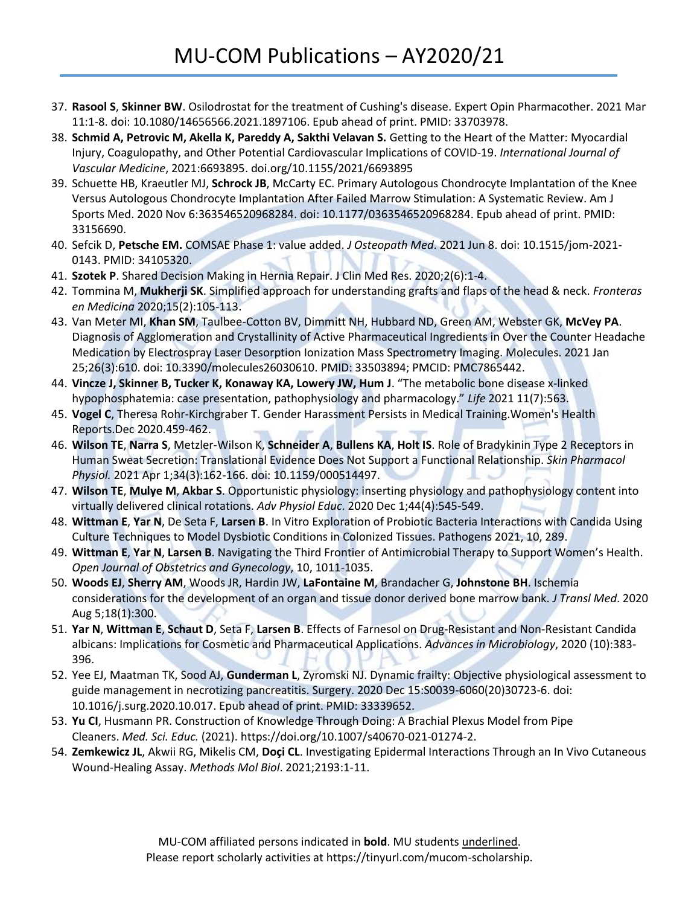37. **Rasool S**, **Skinner BW**. Osilodrostat for the treatment of Cushing's disease. Expert Opin Pharmacother. 2021 Mar 11:1-8. doi: 10.1080/14656566.2021.1897106. Epub ahead of print. PMID: 33703978.
38. **Schmid A, Petrovic M, Akella K, Pareddy A, Sakthi Velavan S.** Getting to the Heart of the Matter: Myocardial Injury, Coagulopathy, and Other Potential Cardiovascular Implications of COVID-19. *International Journal of Vascular Medicine*, 2021:6693895. doi.org/10.1155/2021/6693895
39. Schuette HB, Kraeutler MJ, **Schrock JB**, McCarty EC. Primary Autologous Chondrocyte Implantation of the Knee Versus Autologous Chondrocyte Implantation After Failed Marrow Stimulation: A Systematic Review. Am J Sports Med. 2020 Nov 6:363546520968284. doi: 10.1177/0363546520968284. Epub ahead of print. PMID: 33156690.
40. Sefcik D, **Petsche EM.** COMSAE Phase 1: value added. *J Osteopath Med*. 2021 Jun 8. doi: 10.1515/jom-2021-0143. PMID: 34105320.
41. **Szotek P**. Shared Decision Making in Hernia Repair. J Clin Med Res. 2020;2(6):1-4.
42. Tommina M, **Mukherji SK**. Simplified approach for understanding grafts and flaps of the head & neck. *Fronteras en Medicina* 2020;15(2):105-113.
43. Van Meter MI, **Khan SM**, Taulbee-Cotton BV, Dimmitt NH, Hubbard ND, Green AM, Webster GK, **McVey PA**. Diagnosis of Agglomeration and Crystallinity of Active Pharmaceutical Ingredients in Over the Counter Headache Medication by Electrospray Laser Desorption Ionization Mass Spectrometry Imaging. Molecules. 2021 Jan 25;26(3):610. doi: 10.3390/molecules26030610. PMID: 33503894; PMCID: PMC7865442.
44. **Vincze J, Skinner B, Tucker K, Konaway KA, Lowery JW, Hum J**. "The metabolic bone disease x-linked hypophosphatemia: case presentation, pathophysiology and pharmacology." *Life* 2021 11(7):563.
45. **Vogel C**, Theresa Rohr-Kirchgraber T. Gender Harassment Persists in Medical Training.Women's Health Reports.Dec 2020.459-462.
46. **Wilson TE**, **Narra S**, Metzler-Wilson K, **Schneider A**, **Bullens KA**, **Holt IS**. Role of Bradykinin Type 2 Receptors in Human Sweat Secretion: Translational Evidence Does Not Support a Functional Relationship. *Skin Pharmacol Physiol.* 2021 Apr 1;34(3):162-166. doi: 10.1159/000514497.
47. **Wilson TE**, **Mulye M**, **Akbar S**. Opportunistic physiology: inserting physiology and pathophysiology content into virtually delivered clinical rotations. *Adv Physiol Educ*. 2020 Dec 1;44(4):545-549.
48. **Wittman E**, **Yar N**, De Seta F, **Larsen B**. In Vitro Exploration of Probiotic Bacteria Interactions with Candida Using Culture Techniques to Model Dysbiotic Conditions in Colonized Tissues. Pathogens 2021, 10, 289.
49. **Wittman E**, **Yar N**, **Larsen B**. Navigating the Third Frontier of Antimicrobial Therapy to Support Women's Health. *Open Journal of Obstetrics and Gynecology*, 10, 1011-1035.
50. **Woods EJ**, **Sherry AM**, Woods JR, Hardin JW, **LaFontaine M**, Brandacher G, **Johnstone BH**. Ischemia considerations for the development of an organ and tissue donor derived bone marrow bank. *J Transl Med*. 2020 Aug 5;18(1):300.
51. **Yar N**, **Wittman E**, **Schaut D**, Seta F, **Larsen B**. Effects of Farnesol on Drug-Resistant and Non-Resistant Candida albicans: Implications for Cosmetic and Pharmaceutical Applications. *Advances in Microbiology*, 2020 (10):383-396.
52. Yee EJ, Maatman TK, Sood AJ, **Gunderman L**, Zyromski NJ. Dynamic frailty: Objective physiological assessment to guide management in necrotizing pancreatitis. Surgery. 2020 Dec 15:S0039-6060(20)30723-6. doi: 10.1016/j.surg.2020.10.017. Epub ahead of print. PMID: 33339652.
53. **Yu CI**, Husmann PR. Construction of Knowledge Through Doing: A Brachial Plexus Model from Pipe Cleaners. *Med. Sci. Educ.* (2021). https://doi.org/10.1007/s40670-021-01274-2.
54. **Zemkewicz JL**, Akwii RG, Mikelis CM, **Doçi CL**. Investigating Epidermal Interactions Through an In Vivo Cutaneous Wound-Healing Assay. *Methods Mol Biol*. 2021;2193:1-11.

MU-COM affiliated persons indicated in **bold**. MU students <u>underlined</u>.
Please report scholarly activities at https://tinyurl.com/mucom-scholarship.